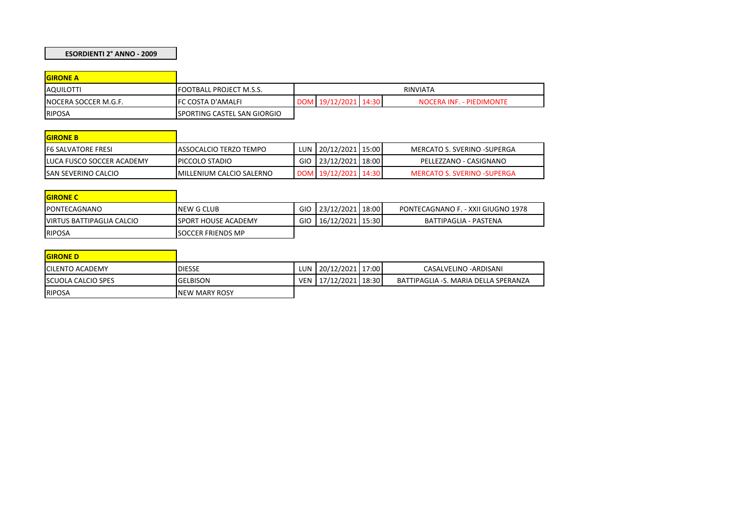**ESORDIENTI 2° ANNO - 2009**

**GIRONE A**

| | | | | | |
|---|---|---|---|---|---|
| AQUILOTTI | FOOTBALL PROJECT M.S.S. | RINVIATA | | | |
| NOCERA SOCCER M.G.F. | FC COSTA D'AMALFI | DOM | 19/12/2021 | 14:30 | NOCERA INF. - PIEDIMONTE |
| RIPOSA | SPORTING CASTEL SAN GIORGIO | | | | |

**GIRONE B**

| | | | | | |
|---|---|---|---|---|---|
| F6 SALVATORE FRESI | ASSOCALCIO TERZO TEMPO | LUN | 20/12/2021 | 15:00 | MERCATO S. SVERINO -SUPERGA |
| LUCA FUSCO SOCCER ACADEMY | PICCOLO STADIO | GIO | 23/12/2021 | 18:00 | PELLEZZANO - CASIGNANO |
| SAN SEVERINO CALCIO | MILLENIUM CALCIO SALERNO | DOM | 19/12/2021 | 14:30 | MERCATO S. SVERINO -SUPERGA |

**GIRONE C**

| | | | | | |
|---|---|---|---|---|---|
| PONTECAGNANO | NEW G CLUB | GIO | 23/12/2021 | 18:00 | PONTECAGNANO F. - XXII GIUGNO 1978 |
| VIRTUS BATTIPAGLIA CALCIO | SPORT HOUSE ACADEMY | GIO | 16/12/2021 | 15:30 | BATTIPAGLIA - PASTENA |
| RIPOSA | SOCCER FRIENDS MP | | | | |

**GIRONE D**

| | | | | | |
|---|---|---|---|---|---|
| CILENTO ACADEMY | DIESSE | LUN | 20/12/2021 | 17:00 | CASALVELINO -ARDISANI |
| SCUOLA CALCIO SPES | GELBISON | VEN | 17/12/2021 | 18:30 | BATTIPAGLIA -S. MARIA DELLA SPERANZA |
| RIPOSA | NEW MARY ROSY | | | | |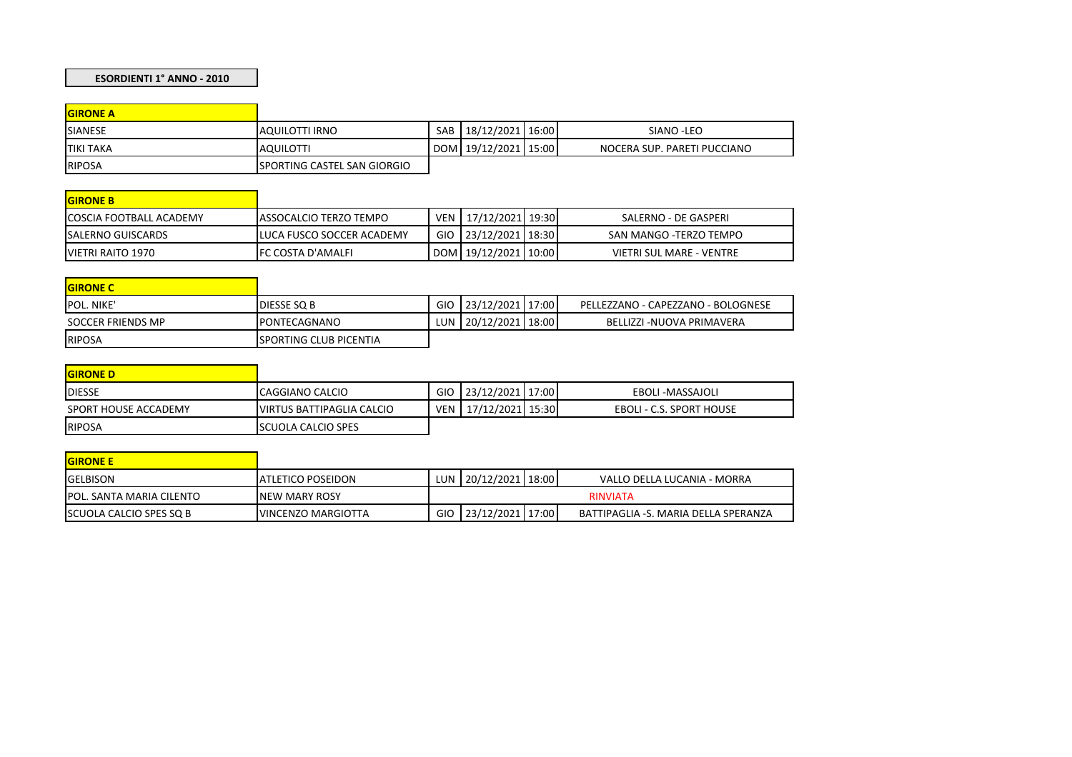**ESORDIENTI 1° ANNO - 2010**

**GIRONE A**

| | | | | | |
|---|---|---|---|---|---|
| SIANESE | AQUILOTTI IRNO | SAB | 18/12/2021 | 16:00 | SIANO -LEO |
| TIKI TAKA | AQUILOTTI | DOM | 19/12/2021 | 15:00 | NOCERA SUP. PARETI PUCCIANO |
| RIPOSA | SPORTING CASTEL SAN GIORGIO | | | | |

**GIRONE B**

| | | | | | |
|---|---|---|---|---|---|
| COSCIA FOOTBALL ACADEMY | ASSOCALCIO TERZO TEMPO | VEN | 17/12/2021 | 19:30 | SALERNO - DE GASPERI |
| SALERNO GUISCARDS | LUCA FUSCO SOCCER ACADEMY | GIO | 23/12/2021 | 18:30 | SAN MANGO -TERZO TEMPO |
| VIETRI RAITO 1970 | FC COSTA D'AMALFI | DOM | 19/12/2021 | 10:00 | VIETRI SUL MARE - VENTRE |

**GIRONE C**

| | | | | | |
|---|---|---|---|---|---|
| POL. NIKE' | DIESSE SQ B | GIO | 23/12/2021 | 17:00 | PELLEZZANO - CAPEZZANO - BOLOGNESE |
| SOCCER FRIENDS MP | PONTECAGNANO | LUN | 20/12/2021 | 18:00 | BELLIZZI -NUOVA PRIMAVERA |
| RIPOSA | SPORTING CLUB PICENTIA | | | | |

**GIRONE D**

| | | | | | |
|---|---|---|---|---|---|
| DIESSE | CAGGIANO CALCIO | GIO | 23/12/2021 | 17:00 | EBOLI -MASSAJOLI |
| SPORT HOUSE ACCADEMY | VIRTUS BATTIPAGLIA CALCIO | VEN | 17/12/2021 | 15:30 | EBOLI - C.S. SPORT HOUSE |
| RIPOSA | SCUOLA CALCIO SPES | | | | |

**GIRONE E**

| | | | | | |
|---|---|---|---|---|---|
| GELBISON | ATLETICO POSEIDON | LUN | 20/12/2021 | 18:00 | VALLO DELLA LUCANIA - MORRA |
| POL. SANTA MARIA CILENTO | NEW MARY ROSY | RINVIATA | | | |
| SCUOLA CALCIO SPES SQ B | VINCENZO MARGIOTTA | GIO | 23/12/2021 | 17:00 | BATTIPAGLIA -S. MARIA DELLA SPERANZA |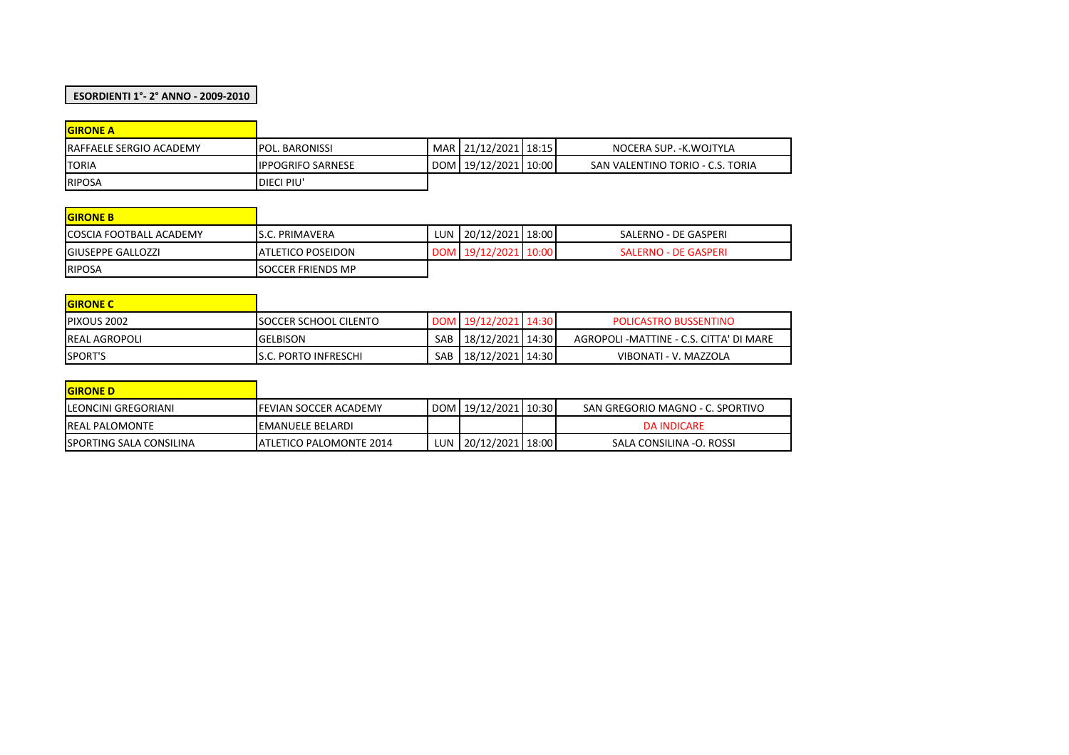**ESORDIENTI 1°- 2° ANNO - 2009-2010**

**GIRONE A**

| | | | | | |
|---|---|---|---|---|---|
| RAFFAELE SERGIO ACADEMY | POL. BARONISSI | MAR | 21/12/2021 | 18:15 | NOCERA SUP. -K.WOJTYLA |
| TORIA | IPPOGRIFO SARNESE | DOM | 19/12/2021 | 10:00 | SAN VALENTINO TORIO - C.S. TORIA |
| RIPOSA | DIECI PIU' | | | | |

**GIRONE B**

| | | | | | |
|---|---|---|---|---|---|
| COSCIA FOOTBALL ACADEMY | S.C. PRIMAVERA | LUN | 20/12/2021 | 18:00 | SALERNO - DE GASPERI |
| GIUSEPPE GALLOZZI | ATLETICO POSEIDON | DOM | 19/12/2021 | 10:00 | SALERNO - DE GASPERI |
| RIPOSA | SOCCER FRIENDS MP | | | | |

**GIRONE C**

| | | | | | |
|---|---|---|---|---|---|
| PIXOUS 2002 | SOCCER SCHOOL CILENTO | DOM | 19/12/2021 | 14:30 | POLICASTRO BUSSENTINO |
| REAL AGROPOLI | GELBISON | SAB | 18/12/2021 | 14:30 | AGROPOLI -MATTINE - C.S. CITTA' DI MARE |
| SPORT'S | S.C. PORTO INFRESCHI | SAB | 18/12/2021 | 14:30 | VIBONATI - V. MAZZOLA |

**GIRONE D**

| | | | | | |
|---|---|---|---|---|---|
| LEONCINI GREGORIANI | FEVIAN SOCCER ACADEMY | DOM | 19/12/2021 | 10:30 | SAN GREGORIO MAGNO - C. SPORTIVO |
| REAL PALOMONTE | EMANUELE BELARDI | | | | DA INDICARE |
| SPORTING SALA CONSILINA | ATLETICO PALOMONTE 2014 | LUN | 20/12/2021 | 18:00 | SALA CONSILINA -O. ROSSI |